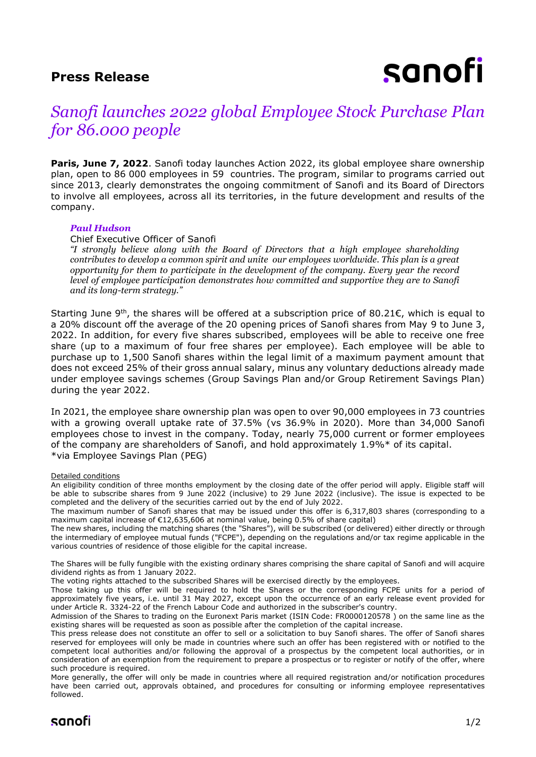**Press Release**

sanofi

# *Sanofi launches 2022 global Employee Stock Purchase Plan for 86.000 people*

**Paris, June 7, 2022**. Sanofi today launches Action 2022, its global employee share ownership plan, open to 86 000 employees in 59 countries. The program, similar to programs carried out since 2013, clearly demonstrates the ongoing commitment of Sanofi and its Board of Directors to involve all employees, across all its territories, in the future development and results of the company.

***Paul Hudson***
Chief Executive Officer of Sanofi
*"I strongly believe along with the Board of Directors that a high employee shareholding contributes to develop a common spirit and unite our employees worldwide. This plan is a great opportunity for them to participate in the development of the company. Every year the record level of employee participation demonstrates how committed and supportive they are to Sanofi and its long-term strategy."*

Starting June 9th, the shares will be offered at a subscription price of 80.21€, which is equal to a 20% discount off the average of the 20 opening prices of Sanofi shares from May 9 to June 3, 2022. In addition, for every five shares subscribed, employees will be able to receive one free share (up to a maximum of four free shares per employee). Each employee will be able to purchase up to 1,500 Sanofi shares within the legal limit of a maximum payment amount that does not exceed 25% of their gross annual salary, minus any voluntary deductions already made under employee savings schemes (Group Savings Plan and/or Group Retirement Savings Plan) during the year 2022.

In 2021, the employee share ownership plan was open to over 90,000 employees in 73 countries with a growing overall uptake rate of 37.5% (vs 36.9% in 2020). More than 34,000 Sanofi employees chose to invest in the company. Today, nearly 75,000 current or former employees of the company are shareholders of Sanofi, and hold approximately 1.9%* of its capital.
*via Employee Savings Plan (PEG)

Detailed conditions

An eligibility condition of three months employment by the closing date of the offer period will apply. Eligible staff will be able to subscribe shares from 9 June 2022 (inclusive) to 29 June 2022 (inclusive). The issue is expected to be completed and the delivery of the securities carried out by the end of July 2022.
The maximum number of Sanofi shares that may be issued under this offer is 6,317,803 shares (corresponding to a maximum capital increase of €12,635,606 at nominal value, being 0.5% of share capital)
The new shares, including the matching shares (the "Shares"), will be subscribed (or delivered) either directly or through the intermediary of employee mutual funds ("FCPE"), depending on the regulations and/or tax regime applicable in the various countries of residence of those eligible for the capital increase.

The Shares will be fully fungible with the existing ordinary shares comprising the share capital of Sanofi and will acquire dividend rights as from 1 January 2022.
The voting rights attached to the subscribed Shares will be exercised directly by the employees.
Those taking up this offer will be required to hold the Shares or the corresponding FCPE units for a period of approximately five years, i.e. until 31 May 2027, except upon the occurrence of an early release event provided for under Article R. 3324-22 of the French Labour Code and authorized in the subscriber's country.
Admission of the Shares to trading on the Euronext Paris market (ISIN Code: FR0000120578 ) on the same line as the existing shares will be requested as soon as possible after the completion of the capital increase.
This press release does not constitute an offer to sell or a solicitation to buy Sanofi shares. The offer of Sanofi shares reserved for employees will only be made in countries where such an offer has been registered with or notified to the competent local authorities and/or following the approval of a prospectus by the competent local authorities, or in consideration of an exemption from the requirement to prepare a prospectus or to register or notify of the offer, where such procedure is required.
More generally, the offer will only be made in countries where all required registration and/or notification procedures have been carried out, approvals obtained, and procedures for consulting or informing employee representatives followed.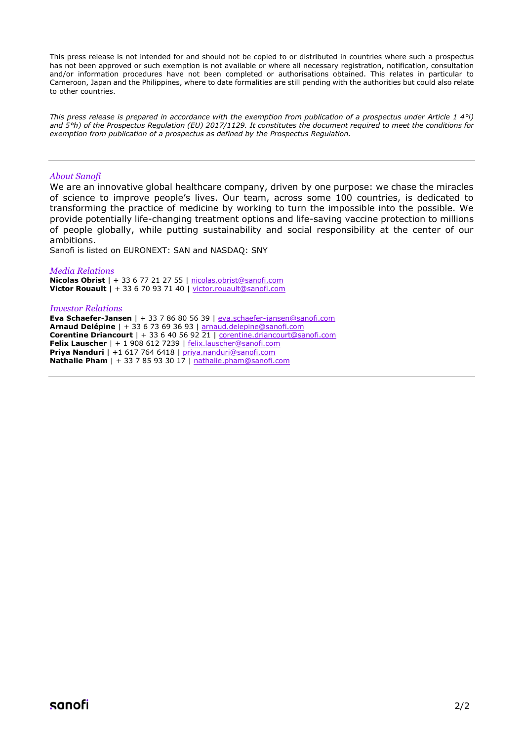This press release is not intended for and should not be copied to or distributed in countries where such a prospectus has not been approved or such exemption is not available or where all necessary registration, notification, consultation and/or information procedures have not been completed or authorisations obtained. This relates in particular to Cameroon, Japan and the Philippines, where to date formalities are still pending with the authorities but could also relate to other countries.

*This press release is prepared in accordance with the exemption from publication of a prospectus under Article 1 4°i) and 5°h) of the Prospectus Regulation (EU) 2017/1129. It constitutes the document required to meet the conditions for exemption from publication of a prospectus as defined by the Prospectus Regulation.*

---

*About Sanofi*

We are an innovative global healthcare company, driven by one purpose: we chase the miracles of science to improve people's lives. Our team, across some 100 countries, is dedicated to transforming the practice of medicine by working to turn the impossible into the possible. We provide potentially life-changing treatment options and life-saving vaccine protection to millions of people globally, while putting sustainability and social responsibility at the center of our ambitions.

Sanofi is listed on EURONEXT: SAN and NASDAQ: SNY

*Media Relations*

**Nicolas Obrist** | + 33 6 77 21 27 55 | nicolas.obrist@sanofi.com
**Victor Rouault** | + 33 6 70 93 71 40 | victor.rouault@sanofi.com

*Investor Relations*

**Eva Schaefer-Jansen** | + 33 7 86 80 56 39 | eva.schaefer-jansen@sanofi.com
**Arnaud Delépine** | + 33 6 73 69 36 93 | arnaud.delepine@sanofi.com
**Corentine Driancourt** | + 33 6 40 56 92 21 | corentine.driancourt@sanofi.com
**Felix Lauscher** | + 1 908 612 7239 | felix.lauscher@sanofi.com
**Priya Nanduri** | +1 617 764 6418 | priya.nanduri@sanofi.com
**Nathalie Pham** | + 33 7 85 93 30 17 | nathalie.pham@sanofi.com

---